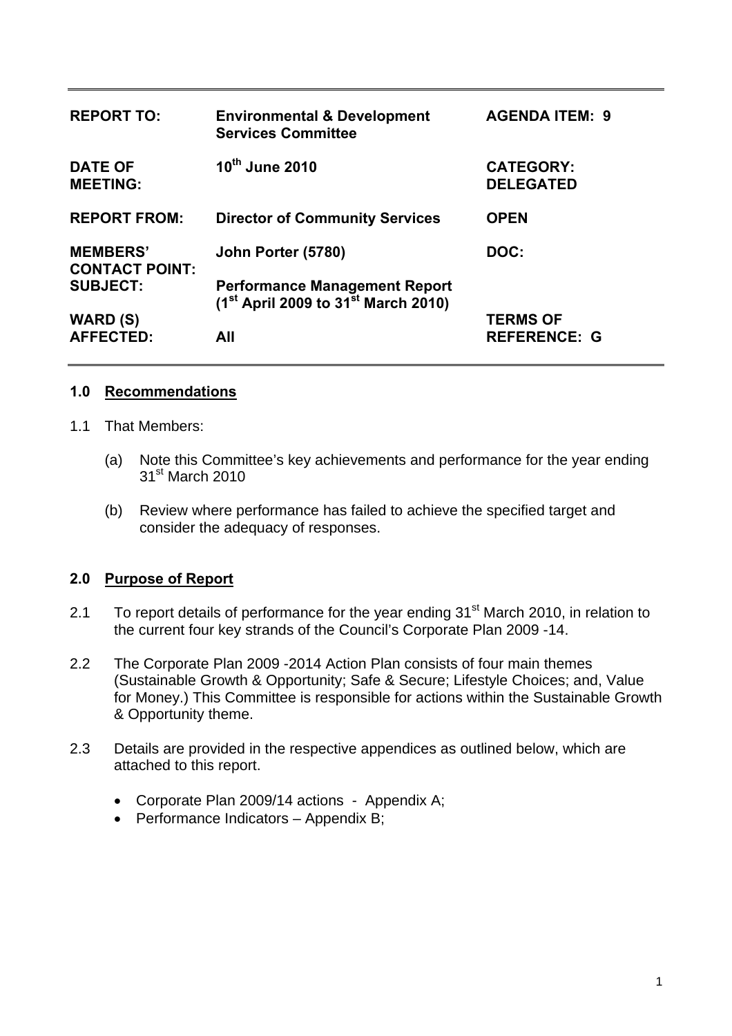| REPORT TO: | Environmental & Development Services Committee | AGENDA ITEM: 9 |
|---|---|---|
| DATE OF MEETING: | 10th June 2010 | CATEGORY: DELEGATED |
| REPORT FROM: | Director of Community Services | OPEN |
| MEMBERS' CONTACT POINT: | John Porter (5780) | DOC: |
| SUBJECT: | Performance Management Report (1st April 2009 to 31st March 2010) | |
| WARD (S) AFFECTED: | All | TERMS OF REFERENCE: G |

## 1.0 Recommendations

1.1 That Members:

(a) Note this Committee's key achievements and performance for the year ending 31st March 2010

(b) Review where performance has failed to achieve the specified target and consider the adequacy of responses.

## 2.0 Purpose of Report

2.1 To report details of performance for the year ending 31st March 2010, in relation to the current four key strands of the Council's Corporate Plan 2009 -14.

2.2 The Corporate Plan 2009 -2014 Action Plan consists of four main themes (Sustainable Growth & Opportunity; Safe & Secure; Lifestyle Choices; and, Value for Money.) This Committee is responsible for actions within the Sustainable Growth & Opportunity theme.

2.3 Details are provided in the respective appendices as outlined below, which are attached to this report.

- Corporate Plan 2009/14 actions - Appendix A;
- Performance Indicators – Appendix B;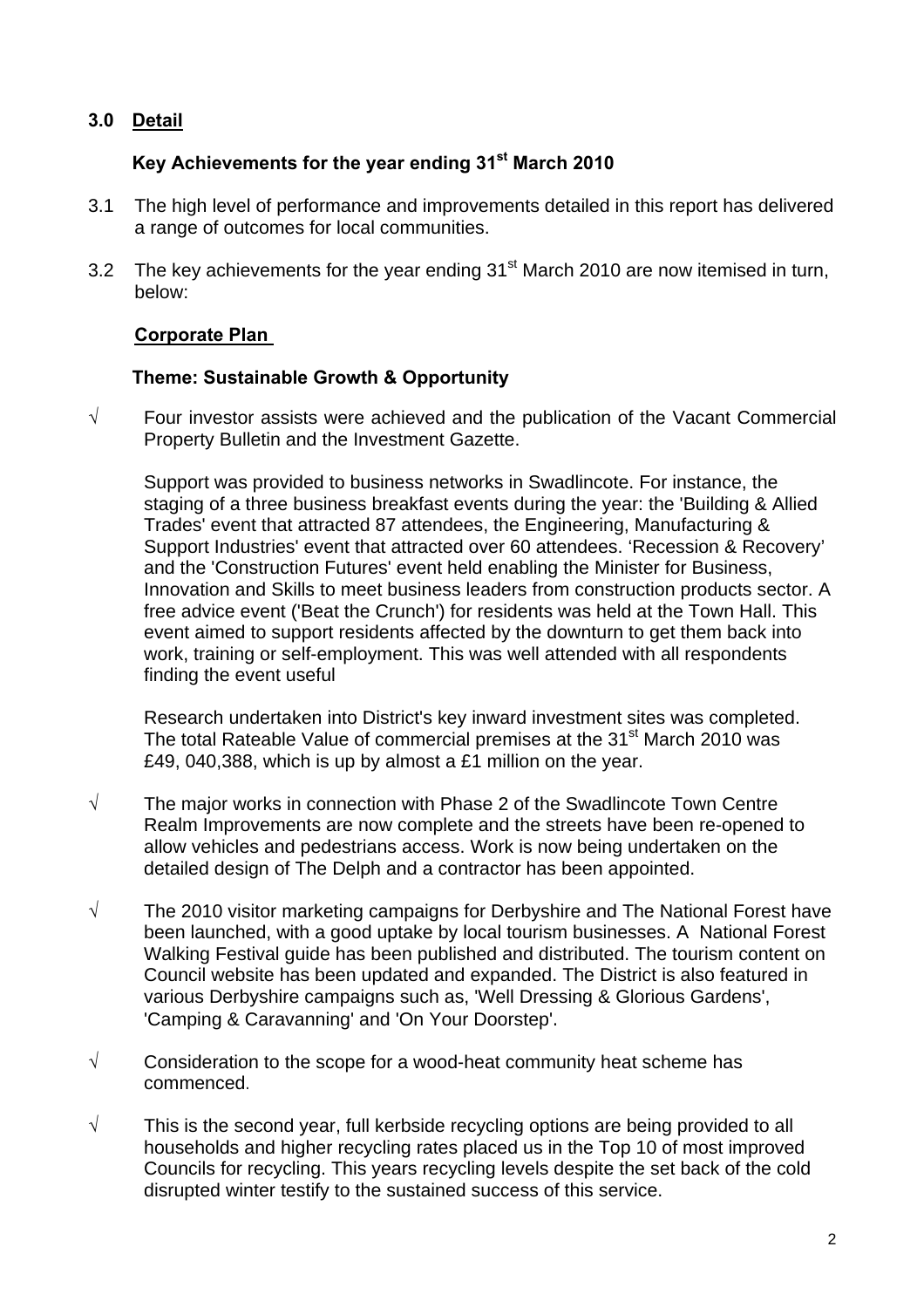## 3.0 Detail

### Key Achievements for the year ending 31st March 2010

3.1 The high level of performance and improvements detailed in this report has delivered a range of outcomes for local communities.

3.2 The key achievements for the year ending 31st March 2010 are now itemised in turn, below:

**Corporate Plan**

**Theme: Sustainable Growth & Opportunity**

√ Four investor assists were achieved and the publication of the Vacant Commercial Property Bulletin and the Investment Gazette.

Support was provided to business networks in Swadlincote. For instance, the staging of a three business breakfast events during the year: the 'Building & Allied Trades' event that attracted 87 attendees, the Engineering, Manufacturing & Support Industries' event that attracted over 60 attendees. 'Recession & Recovery' and the 'Construction Futures' event held enabling the Minister for Business, Innovation and Skills to meet business leaders from construction products sector. A free advice event ('Beat the Crunch') for residents was held at the Town Hall. This event aimed to support residents affected by the downturn to get them back into work, training or self-employment. This was well attended with all respondents finding the event useful

Research undertaken into District's key inward investment sites was completed. The total Rateable Value of commercial premises at the 31st March 2010 was £49, 040,388, which is up by almost a £1 million on the year.

√ The major works in connection with Phase 2 of the Swadlincote Town Centre Realm Improvements are now complete and the streets have been re-opened to allow vehicles and pedestrians access. Work is now being undertaken on the detailed design of The Delph and a contractor has been appointed.

√ The 2010 visitor marketing campaigns for Derbyshire and The National Forest have been launched, with a good uptake by local tourism businesses. A National Forest Walking Festival guide has been published and distributed. The tourism content on Council website has been updated and expanded. The District is also featured in various Derbyshire campaigns such as, 'Well Dressing & Glorious Gardens', 'Camping & Caravanning' and 'On Your Doorstep'.

√ Consideration to the scope for a wood-heat community heat scheme has commenced.

√ This is the second year, full kerbside recycling options are being provided to all households and higher recycling rates placed us in the Top 10 of most improved Councils for recycling. This years recycling levels despite the set back of the cold disrupted winter testify to the sustained success of this service.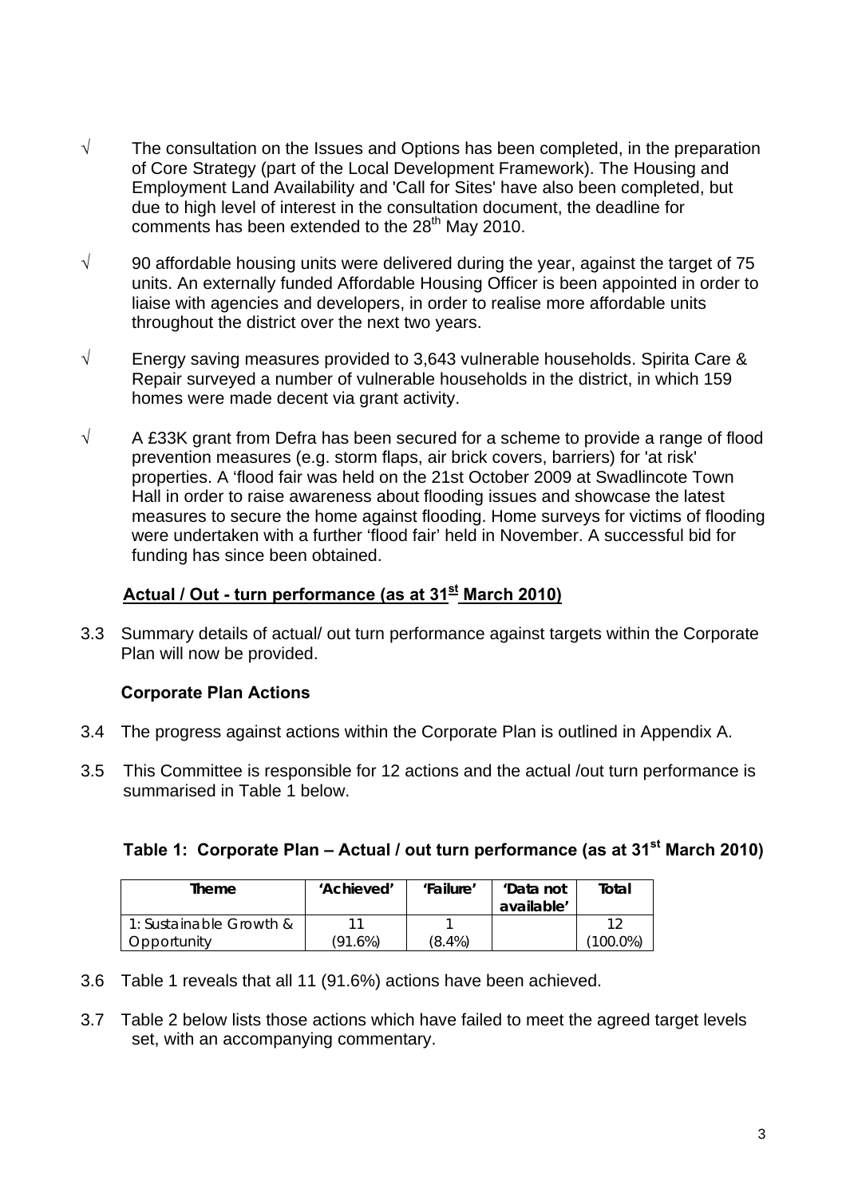- √ The consultation on the Issues and Options has been completed, in the preparation of Core Strategy (part of the Local Development Framework). The Housing and Employment Land Availability and 'Call for Sites' have also been completed, but due to high level of interest in the consultation document, the deadline for comments has been extended to the 28th May 2010.

- √ 90 affordable housing units were delivered during the year, against the target of 75 units. An externally funded Affordable Housing Officer is been appointed in order to liaise with agencies and developers, in order to realise more affordable units throughout the district over the next two years.

- √ Energy saving measures provided to 3,643 vulnerable households. Spirita Care & Repair surveyed a number of vulnerable households in the district, in which 159 homes were made decent via grant activity.

- √ A £33K grant from Defra has been secured for a scheme to provide a range of flood prevention measures (e.g. storm flaps, air brick covers, barriers) for 'at risk' properties. A 'flood fair was held on the 21st October 2009 at Swadlincote Town Hall in order to raise awareness about flooding issues and showcase the latest measures to secure the home against flooding. Home surveys for victims of flooding were undertaken with a further 'flood fair' held in November. A successful bid for funding has since been obtained.

**Actual / Out - turn performance (as at 31st March 2010)**

3.3 Summary details of actual/ out turn performance against targets within the Corporate Plan will now be provided.

**Corporate Plan Actions**

3.4 The progress against actions within the Corporate Plan is outlined in Appendix A.

3.5 This Committee is responsible for 12 actions and the actual /out turn performance is summarised in Table 1 below.

**Table 1: Corporate Plan – Actual / out turn performance (as at 31st March 2010)**

| Theme | 'Achieved' | 'Failure' | 'Data not available' | Total |
|---|---|---|---|---|
| 1: Sustainable Growth & Opportunity | 11 (91.6%) | 1 (8.4%) | | 12 (100.0%) |

3.6 Table 1 reveals that all 11 (91.6%) actions have been achieved.

3.7 Table 2 below lists those actions which have failed to meet the agreed target levels set, with an accompanying commentary.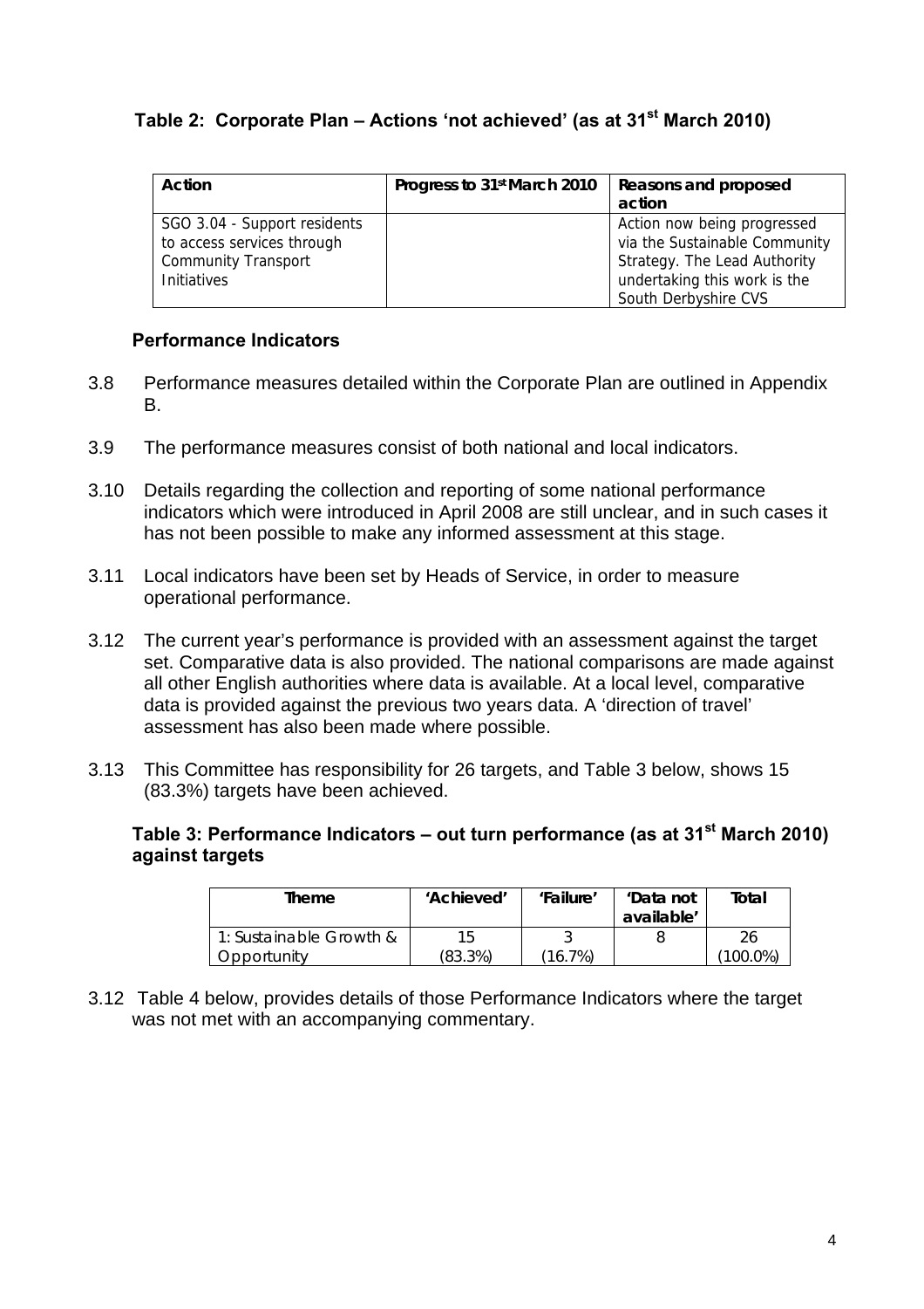### Table 2: Corporate Plan – Actions 'not achieved' (as at 31st March 2010)

| Action | Progress to 31st March 2010 | Reasons and proposed action |
|---|---|---|
| SGO 3.04 - Support residents to access services through Community Transport Initiatives | | Action now being progressed via the Sustainable Community Strategy. The Lead Authority undertaking this work is the South Derbyshire CVS |

### Performance Indicators

3.8 Performance measures detailed within the Corporate Plan are outlined in Appendix B.

3.9 The performance measures consist of both national and local indicators.

3.10 Details regarding the collection and reporting of some national performance indicators which were introduced in April 2008 are still unclear, and in such cases it has not been possible to make any informed assessment at this stage.

3.11 Local indicators have been set by Heads of Service, in order to measure operational performance.

3.12 The current year's performance is provided with an assessment against the target set. Comparative data is also provided. The national comparisons are made against all other English authorities where data is available. At a local level, comparative data is provided against the previous two years data. A 'direction of travel' assessment has also been made where possible.

3.13 This Committee has responsibility for 26 targets, and Table 3 below, shows 15 (83.3%) targets have been achieved.

### Table 3: Performance Indicators – out turn performance (as at 31st March 2010) against targets

| Theme | 'Achieved' | 'Failure' | 'Data not available' | Total |
|---|---|---|---|---|
| 1: Sustainable Growth & Opportunity | 15 (83.3%) | 3 (16.7%) | 8 | 26 (100.0%) |

3.12 Table 4 below, provides details of those Performance Indicators where the target was not met with an accompanying commentary.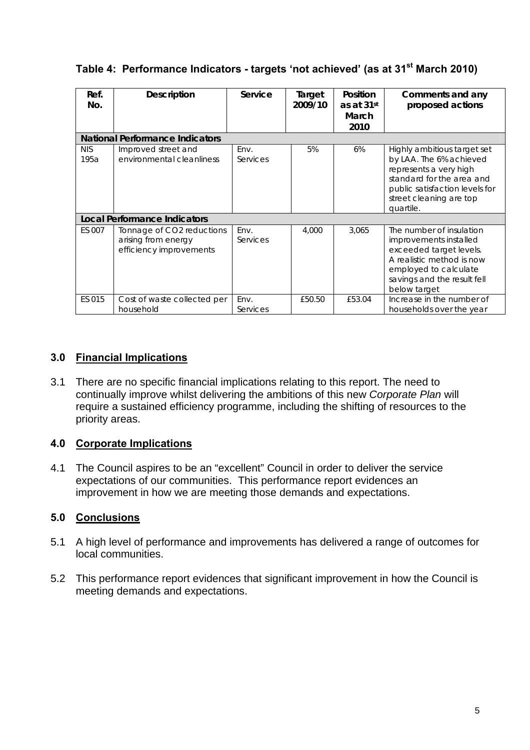**Table 4: Performance Indicators - targets 'not achieved' (as at 31st March 2010)**

| Ref. No. | Description | Service | Target 2009/10 | Position as at 31st March 2010 | Comments and any proposed actions |
|---|---|---|---|---|---|
| **National Performance Indicators** | | | | | |
| NIS 195a | Improved street and environmental cleanliness | Env. Services | 5% | 6% | Highly ambitious target set by LAA. The 6% achieved represents a very high standard for the area and public satisfaction levels for street cleaning are top quartile. |
| **Local Performance Indicators** | | | | | |
| ES 007 | Tonnage of CO2 reductions arising from energy efficiency improvements | Env. Services | 4,000 | 3,065 | The number of insulation improvements installed exceeded target levels. A realistic method is now employed to calculate savings and the result fell below target |
| ES 015 | Cost of waste collected per household | Env. Services | £50.50 | £53.04 | Increase in the number of households over the year |

## 3.0 Financial Implications

3.1 There are no specific financial implications relating to this report. The need to continually improve whilst delivering the ambitions of this new *Corporate Plan* will require a sustained efficiency programme, including the shifting of resources to the priority areas.

## 4.0 Corporate Implications

4.1 The Council aspires to be an "excellent" Council in order to deliver the service expectations of our communities. This performance report evidences an improvement in how we are meeting those demands and expectations.

## 5.0 Conclusions

5.1 A high level of performance and improvements has delivered a range of outcomes for local communities.

5.2 This performance report evidences that significant improvement in how the Council is meeting demands and expectations.